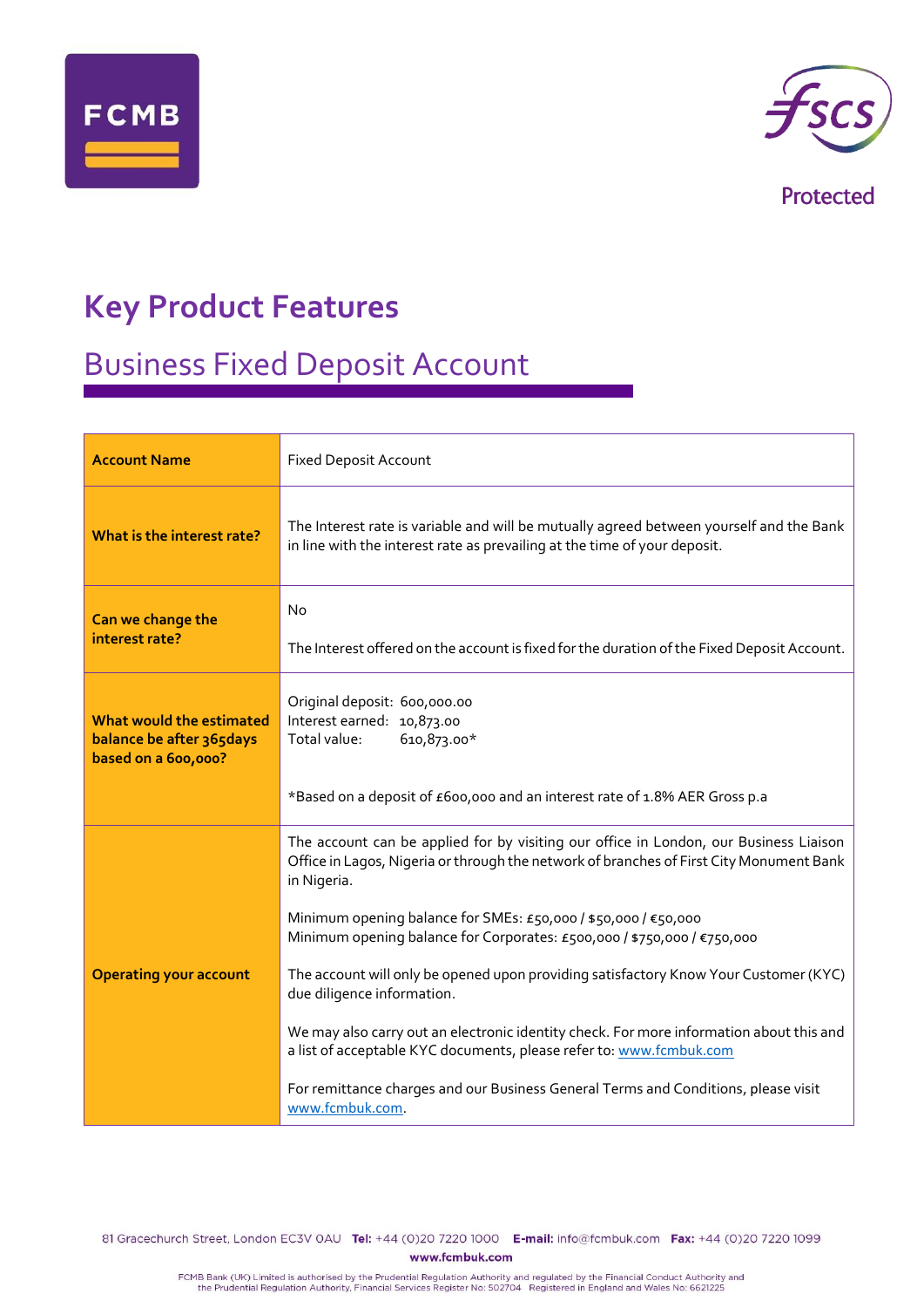FCMB

FSCS Protected

# Key Product Features

## Business Fixed Deposit Account

| Account Name | Fixed Deposit Account |
|---|---|
| **What is the interest rate?** | The Interest rate is variable and will be mutually agreed between yourself and the Bank in line with the interest rate as prevailing at the time of your deposit. |
| **Can we change the interest rate?** | No<br><br>The Interest offered on the account is fixed for the duration of the Fixed Deposit Account. |
| **What would the estimated balance be after 365days based on a 600,000?** | Original deposit: 600,000.00<br>Interest earned: 10,873.00<br>Total value: 610,873.00*<br><br>*Based on a deposit of £600,000 and an interest rate of 1.8% AER Gross p.a |
| **Operating your account** | The account can be applied for by visiting our office in London, our Business Liaison Office in Lagos, Nigeria or through the network of branches of First City Monument Bank in Nigeria.<br><br>Minimum opening balance for SMEs: £50,000 / $50,000 / €50,000<br>Minimum opening balance for Corporates: £500,000 / $750,000 / €750,000<br><br>The account will only be opened upon providing satisfactory Know Your Customer (KYC) due diligence information.<br><br>We may also carry out an electronic identity check. For more information about this and a list of acceptable KYC documents, please refer to: www.fcmbuk.com<br><br>For remittance charges and our Business General Terms and Conditions, please visit www.fcmbuk.com. |

81 Gracechurch Street, London EC3V 0AU **Tel:** +44 (0)20 7220 1000 **E-mail:** info@fcmbuk.com **Fax:** +44 (0)20 7220 1099

**www.fcmbuk.com**

FCMB Bank (UK) Limited is authorised by the Prudential Regulation Authority and regulated by the Financial Conduct Authority and the Prudential Regulation Authority, Financial Services Register No: 502704 Registered in England and Wales No: 6621225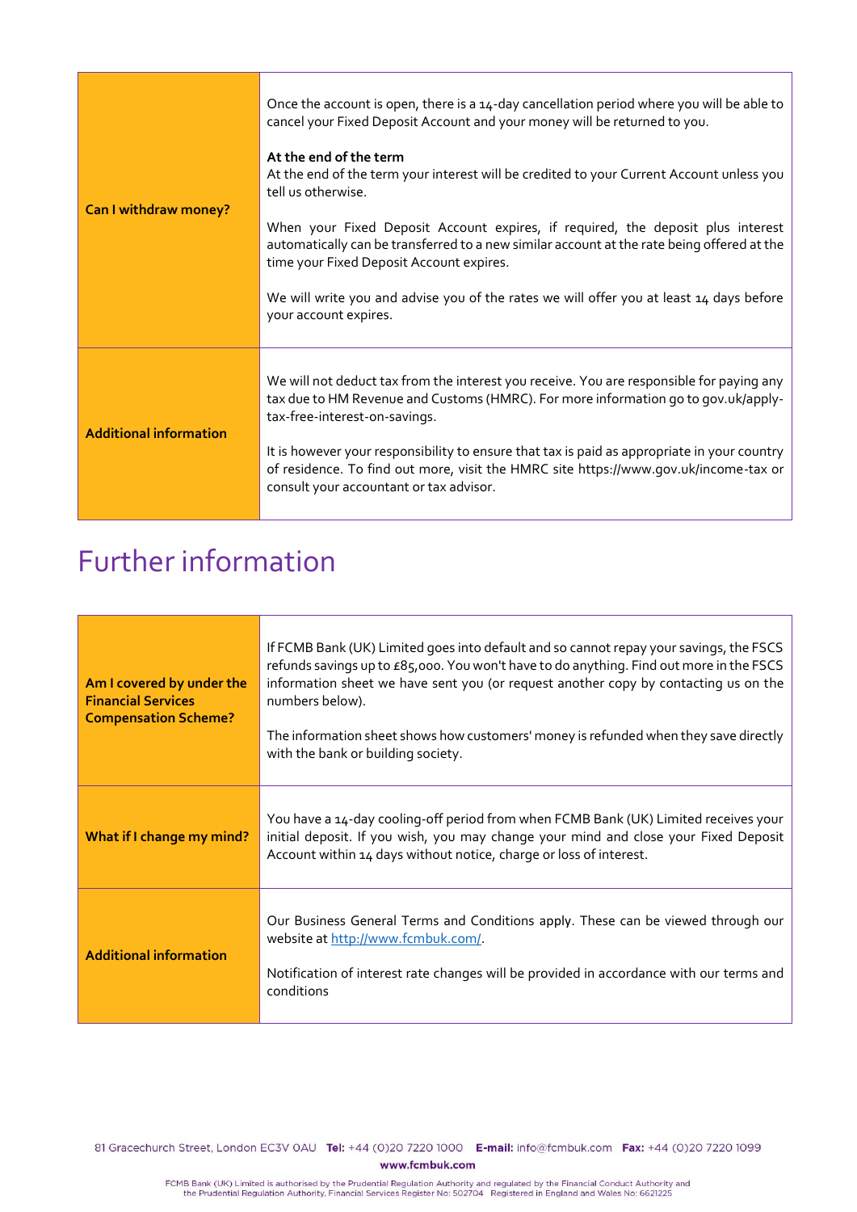| | |
|---|---|
| **Can I withdraw money?** | Once the account is open, there is a 14-day cancellation period where you will be able to cancel your Fixed Deposit Account and your money will be returned to you.<br><br>**At the end of the term**<br>At the end of the term your interest will be credited to your Current Account unless you tell us otherwise.<br><br>When your Fixed Deposit Account expires, if required, the deposit plus interest automatically can be transferred to a new similar account at the rate being offered at the time your Fixed Deposit Account expires.<br><br>We will write you and advise you of the rates we will offer you at least 14 days before your account expires. |
| **Additional information** | We will not deduct tax from the interest you receive. You are responsible for paying any tax due to HM Revenue and Customs (HMRC). For more information go to gov.uk/apply-tax-free-interest-on-savings.<br><br>It is however your responsibility to ensure that tax is paid as appropriate in your country of residence. To find out more, visit the HMRC site https://www.gov.uk/income-tax or consult your accountant or tax advisor. |

# Further information

| | |
|---|---|
| **Am I covered by under the Financial Services Compensation Scheme?** | If FCMB Bank (UK) Limited goes into default and so cannot repay your savings, the FSCS refunds savings up to £85,000. You won't have to do anything. Find out more in the FSCS information sheet we have sent you (or request another copy by contacting us on the numbers below).<br><br>The information sheet shows how customers' money is refunded when they save directly with the bank or building society. |
| **What if I change my mind?** | You have a 14-day cooling-off period from when FCMB Bank (UK) Limited receives your initial deposit. If you wish, you may change your mind and close your Fixed Deposit Account within 14 days without notice, charge or loss of interest. |
| **Additional information** | Our Business General Terms and Conditions apply. These can be viewed through our website at [http://www.fcmbuk.com/](http://www.fcmbuk.com/).<br><br>Notification of interest rate changes will be provided in accordance with our terms and conditions |

81 Gracechurch Street, London EC3V 0AU **Tel:** +44 (0)20 7220 1000 **E-mail:** info@fcmbuk.com **Fax:** +44 (0)20 7220 1099

**www.fcmbuk.com**

FCMB Bank (UK) Limited is authorised by the Prudential Regulation Authority and regulated by the Financial Conduct Authority and the Prudential Regulation Authority, Financial Services Register No: 502704 Registered in England and Wales No: 6621225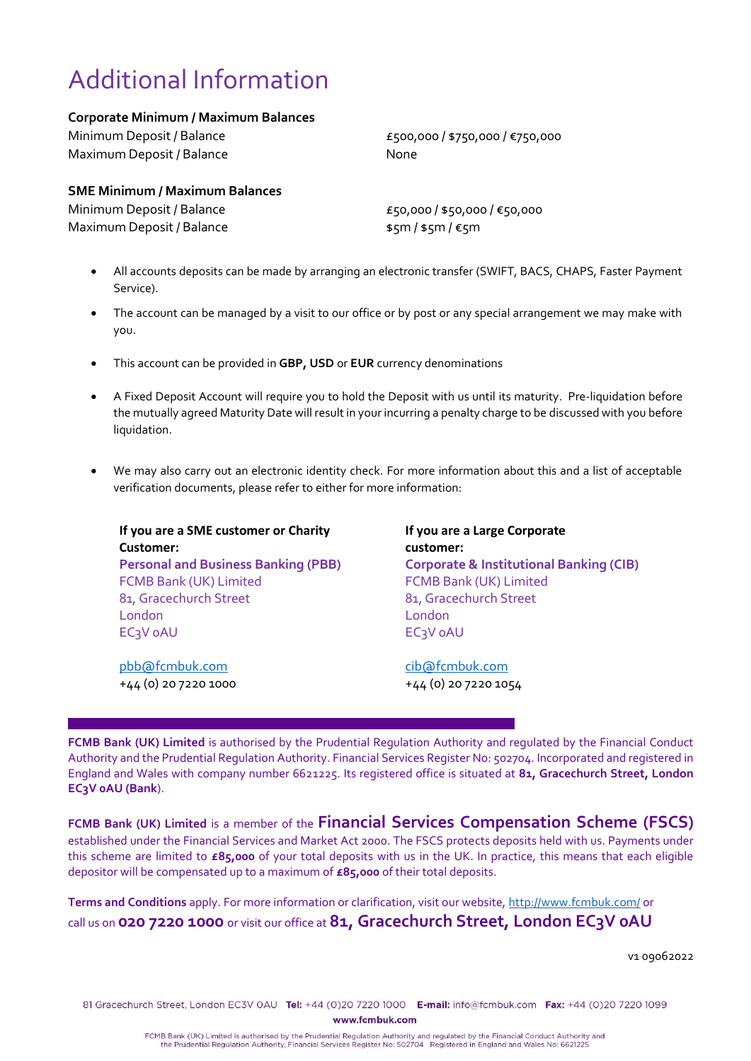# Additional Information

**Corporate Minimum / Maximum Balances**

| | |
|---|---|
| Minimum Deposit / Balance | £500,000 / $750,000 / €750,000 |
| Maximum Deposit / Balance | None |

**SME Minimum / Maximum Balances**

| | |
|---|---|
| Minimum Deposit / Balance | £50,000 / $50,000 / €50,000 |
| Maximum Deposit / Balance | $5m / $5m / €5m |

- All accounts deposits can be made by arranging an electronic transfer (SWIFT, BACS, CHAPS, Faster Payment Service).
- The account can be managed by a visit to our office or by post or any special arrangement we may make with you.
- This account can be provided in **GBP, USD** or **EUR** currency denominations
- A Fixed Deposit Account will require you to hold the Deposit with us until its maturity. Pre-liquidation before the mutually agreed Maturity Date will result in your incurring a penalty charge to be discussed with you before liquidation.
- We may also carry out an electronic identity check. For more information about this and a list of acceptable verification documents, please refer to either for more information:

**If you are a SME customer or Charity Customer:**
**Personal and Business Banking (PBB)**
FCMB Bank (UK) Limited
81, Gracechurch Street
London
EC3V 0AU

pbb@fcmbuk.com
+44 (0) 20 7220 1000

**If you are a Large Corporate customer:**
**Corporate & Institutional Banking (CIB)**
FCMB Bank (UK) Limited
81, Gracechurch Street
London
EC3V 0AU

cib@fcmbuk.com
+44 (0) 20 7220 1054

**FCMB Bank (UK) Limited** is authorised by the Prudential Regulation Authority and regulated by the Financial Conduct Authority and the Prudential Regulation Authority. Financial Services Register No: 502704. Incorporated and registered in England and Wales with company number 6621225. Its registered office is situated at **81, Gracechurch Street, London EC3V 0AU (Bank**).

**FCMB Bank (UK) Limited** is a member of the **Financial Services Compensation Scheme (FSCS)** established under the Financial Services and Market Act 2000. The FSCS protects deposits held with us. Payments under this scheme are limited to **£85,000** of your total deposits with us in the UK. In practice, this means that each eligible depositor will be compensated up to a maximum of **£85,000** of their total deposits.

**Terms and Conditions** apply. For more information or clarification, visit our website, http://www.fcmbuk.com/ or call us on **020 7220 1000** or visit our office at **81, Gracechurch Street, London EC3V 0AU**

v1 09062022

81 Gracechurch Street, London EC3V 0AU **Tel:** +44 (0)20 7220 1000 **E-mail:** info@fcmbuk.com **Fax:** +44 (0)20 7220 1099
**www.fcmbuk.com**

FCMB Bank (UK) Limited is authorised by the Prudential Regulation Authority and regulated by the Financial Conduct Authority and the Prudential Regulation Authority. Financial Services Register No: 502704 Registered in England and Wales No: 6621225